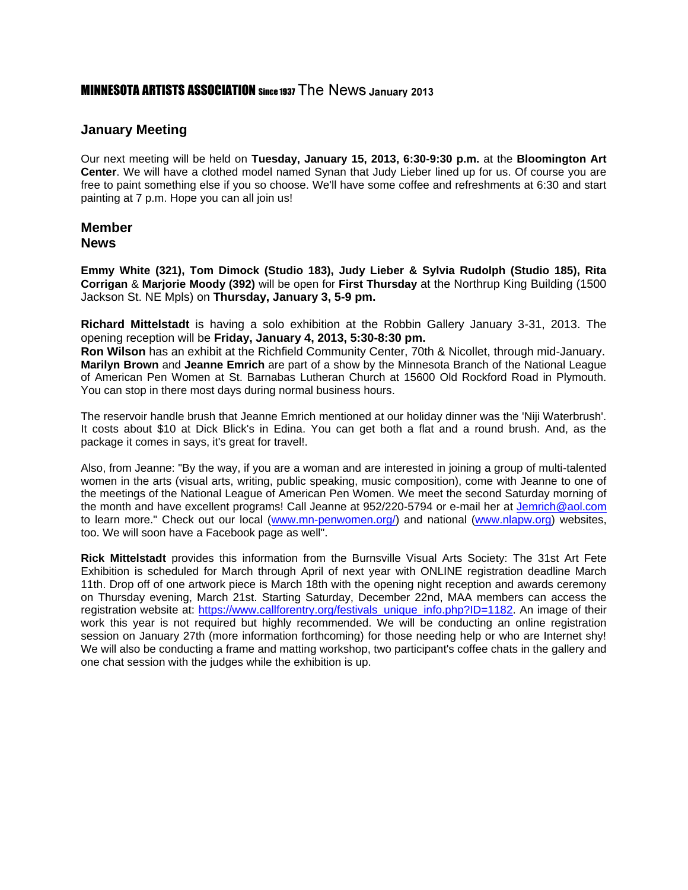**MINNESOTA ARTISTS ASSOCIATION Since 1937 The News January 2013**

## January Meeting

Our next meeting will be held on **Tuesday, January 15, 2013, 6:30-9:30 p.m.** at the **Bloomington Art Center**. We will have a clothed model named Synan that Judy Lieber lined up for us. Of course you are free to paint something else if you so choose. We'll have some coffee and refreshments at 6:30 and start painting at 7 p.m. Hope you can all join us!

## Member News

**Emmy White (321), Tom Dimock (Studio 183), Judy Lieber & Sylvia Rudolph (Studio 185), Rita Corrigan** & **Marjorie Moody (392)** will be open for **First Thursday** at the Northrup King Building (1500 Jackson St. NE Mpls) on **Thursday, January 3, 5-9 pm.**

**Richard Mittelstadt** is having a solo exhibition at the Robbin Gallery January 3-31, 2013. The opening reception will be **Friday, January 4, 2013, 5:30-8:30 pm.**
**Ron Wilson** has an exhibit at the Richfield Community Center, 70th & Nicollet, through mid-January. **Marilyn Brown** and **Jeanne Emrich** are part of a show by the Minnesota Branch of the National League of American Pen Women at St. Barnabas Lutheran Church at 15600 Old Rockford Road in Plymouth. You can stop in there most days during normal business hours.

The reservoir handle brush that Jeanne Emrich mentioned at our holiday dinner was the 'Niji Waterbrush'. It costs about $10 at Dick Blick's in Edina. You can get both a flat and a round brush. And, as the package it comes in says, it's great for travel!.

Also, from Jeanne: "By the way, if you are a woman and are interested in joining a group of multi-talented women in the arts (visual arts, writing, public speaking, music composition), come with Jeanne to one of the meetings of the National League of American Pen Women. We meet the second Saturday morning of the month and have excellent programs! Call Jeanne at 952/220-5794 or e-mail her at Jemrich@aol.com to learn more." Check out our local (www.mn-penwomen.org/) and national (www.nlapw.org) websites, too. We will soon have a Facebook page as well".

**Rick Mittelstadt** provides this information from the Burnsville Visual Arts Society: The 31st Art Fete Exhibition is scheduled for March through April of next year with ONLINE registration deadline March 11th. Drop off of one artwork piece is March 18th with the opening night reception and awards ceremony on Thursday evening, March 21st. Starting Saturday, December 22nd, MAA members can access the registration website at: https://www.callforentry.org/festivals_unique_info.php?ID=1182. An image of their work this year is not required but highly recommended. We will be conducting an online registration session on January 27th (more information forthcoming) for those needing help or who are Internet shy! We will also be conducting a frame and matting workshop, two participant's coffee chats in the gallery and one chat session with the judges while the exhibition is up.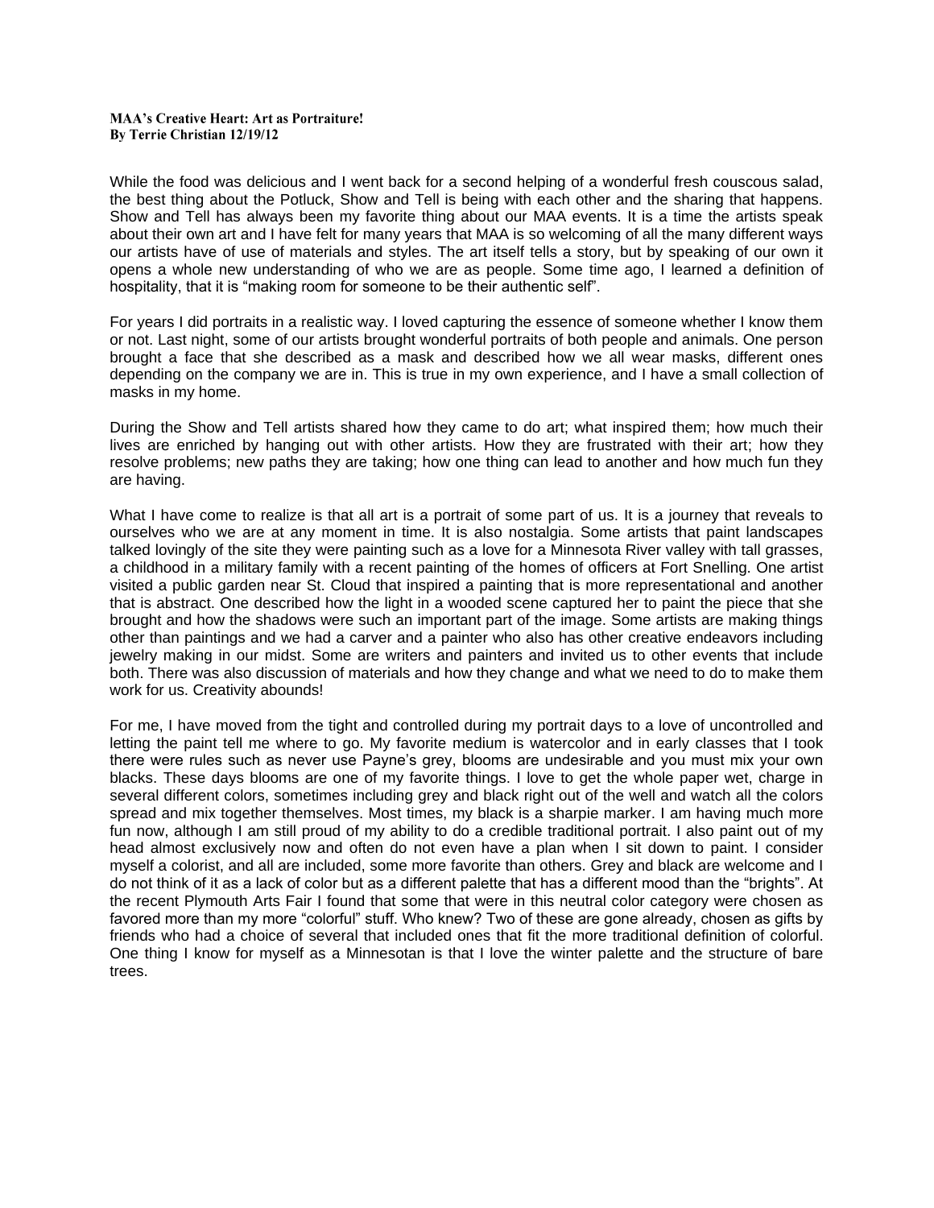**MAA's Creative Heart: Art as Portraiture!**
**By Terrie Christian 12/19/12**

While the food was delicious and I went back for a second helping of a wonderful fresh couscous salad, the best thing about the Potluck, Show and Tell is being with each other and the sharing that happens. Show and Tell has always been my favorite thing about our MAA events. It is a time the artists speak about their own art and I have felt for many years that MAA is so welcoming of all the many different ways our artists have of use of materials and styles. The art itself tells a story, but by speaking of our own it opens a whole new understanding of who we are as people. Some time ago, I learned a definition of hospitality, that it is "making room for someone to be their authentic self".

For years I did portraits in a realistic way. I loved capturing the essence of someone whether I know them or not. Last night, some of our artists brought wonderful portraits of both people and animals. One person brought a face that she described as a mask and described how we all wear masks, different ones depending on the company we are in. This is true in my own experience, and I have a small collection of masks in my home.

During the Show and Tell artists shared how they came to do art; what inspired them; how much their lives are enriched by hanging out with other artists. How they are frustrated with their art; how they resolve problems; new paths they are taking; how one thing can lead to another and how much fun they are having.

What I have come to realize is that all art is a portrait of some part of us. It is a journey that reveals to ourselves who we are at any moment in time. It is also nostalgia. Some artists that paint landscapes talked lovingly of the site they were painting such as a love for a Minnesota River valley with tall grasses, a childhood in a military family with a recent painting of the homes of officers at Fort Snelling. One artist visited a public garden near St. Cloud that inspired a painting that is more representational and another that is abstract. One described how the light in a wooded scene captured her to paint the piece that she brought and how the shadows were such an important part of the image. Some artists are making things other than paintings and we had a carver and a painter who also has other creative endeavors including jewelry making in our midst. Some are writers and painters and invited us to other events that include both. There was also discussion of materials and how they change and what we need to do to make them work for us. Creativity abounds!

For me, I have moved from the tight and controlled during my portrait days to a love of uncontrolled and letting the paint tell me where to go. My favorite medium is watercolor and in early classes that I took there were rules such as never use Payne's grey, blooms are undesirable and you must mix your own blacks. These days blooms are one of my favorite things. I love to get the whole paper wet, charge in several different colors, sometimes including grey and black right out of the well and watch all the colors spread and mix together themselves. Most times, my black is a sharpie marker. I am having much more fun now, although I am still proud of my ability to do a credible traditional portrait. I also paint out of my head almost exclusively now and often do not even have a plan when I sit down to paint. I consider myself a colorist, and all are included, some more favorite than others. Grey and black are welcome and I do not think of it as a lack of color but as a different palette that has a different mood than the "brights". At the recent Plymouth Arts Fair I found that some that were in this neutral color category were chosen as favored more than my more "colorful" stuff. Who knew? Two of these are gone already, chosen as gifts by friends who had a choice of several that included ones that fit the more traditional definition of colorful. One thing I know for myself as a Minnesotan is that I love the winter palette and the structure of bare trees.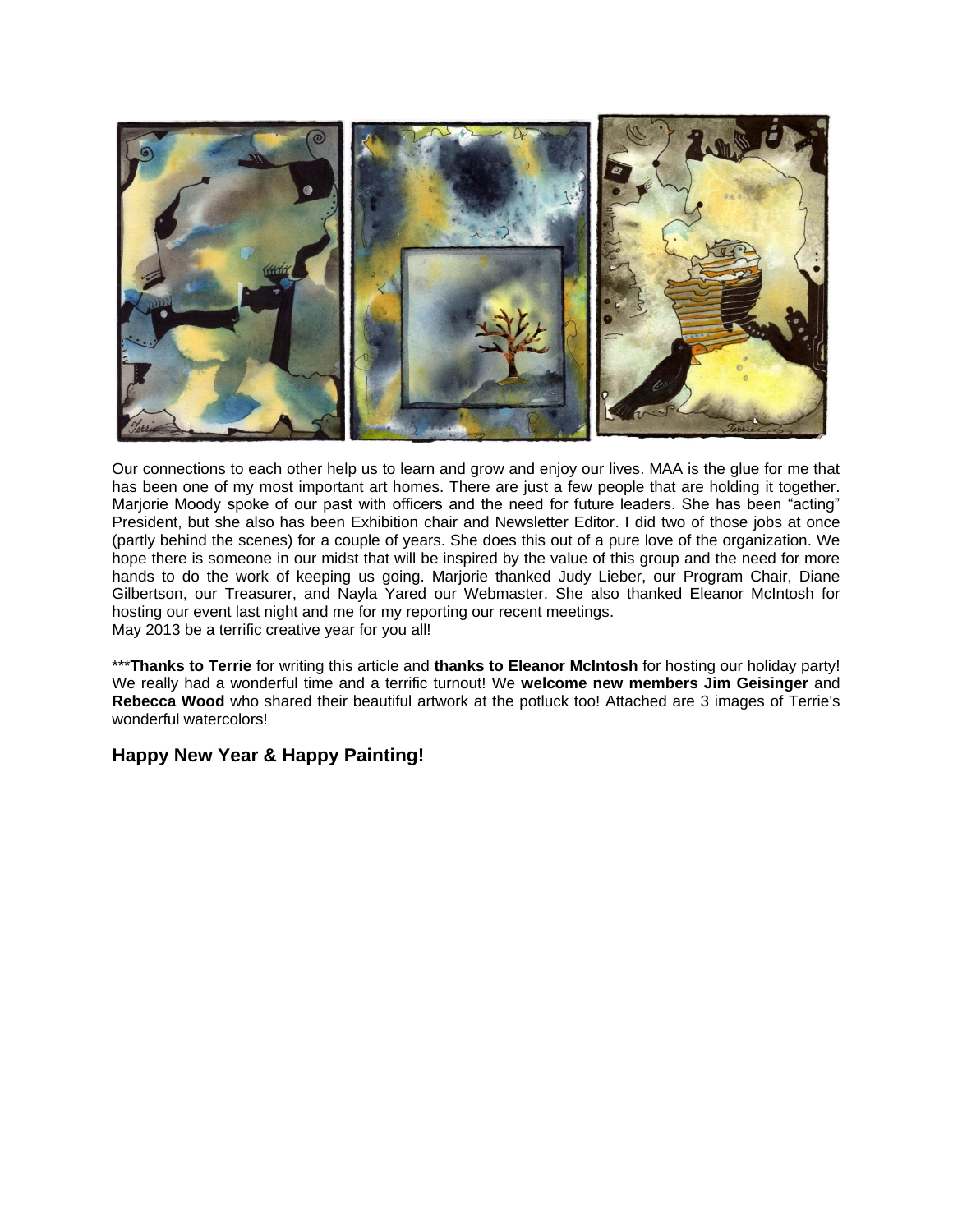Our connections to each other help us to learn and grow and enjoy our lives. MAA is the glue for me that has been one of my most important art homes. There are just a few people that are holding it together. Marjorie Moody spoke of our past with officers and the need for future leaders. She has been "acting" President, but she also has been Exhibition chair and Newsletter Editor. I did two of those jobs at once (partly behind the scenes) for a couple of years. She does this out of a pure love of the organization. We hope there is someone in our midst that will be inspired by the value of this group and the need for more hands to do the work of keeping us going. Marjorie thanked Judy Lieber, our Program Chair, Diane Gilbertson, our Treasurer, and Nayla Yared our Webmaster. She also thanked Eleanor McIntosh for hosting our event last night and me for my reporting our recent meetings.
May 2013 be a terrific creative year for you all!

***Thanks to Terrie** for writing this article and **thanks to Eleanor McIntosh** for hosting our holiday party! We really had a wonderful time and a terrific turnout! We **welcome new members Jim Geisinger** and **Rebecca Wood** who shared their beautiful artwork at the potluck too! Attached are 3 images of Terrie's wonderful watercolors!

### Happy New Year & Happy Painting!